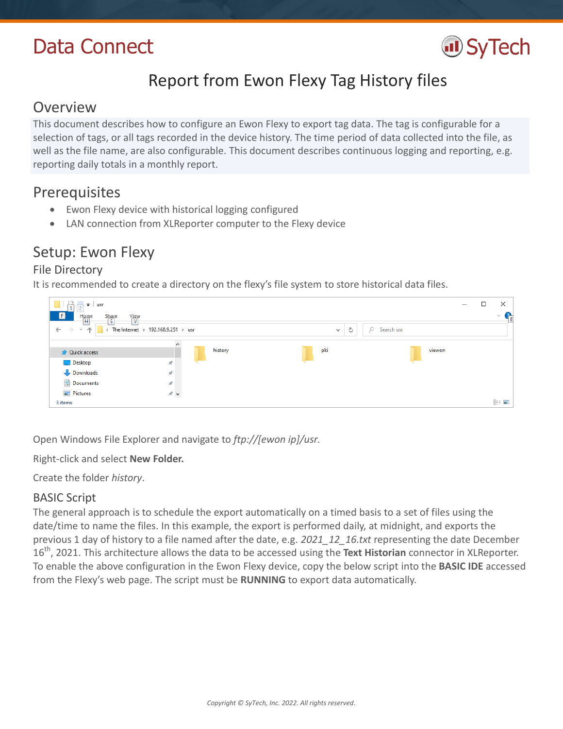Data Connect

SyTech

# Report from Ewon Flexy Tag History files

## Overview

This document describes how to configure an Ewon Flexy to export tag data. The tag is configurable for a selection of tags, or all tags recorded in the device history. The time period of data collected into the file, as well as the file name, are also configurable. This document describes continuous logging and reporting, e.g. reporting daily totals in a monthly report.

## Prerequisites

- Ewon Flexy device with historical logging configured
- LAN connection from XLReporter computer to the Flexy device

## Setup: Ewon Flexy

### File Directory

It is recommended to create a directory on the flexy's file system to store historical data files.

Open Windows File Explorer and navigate to *ftp://[ewon ip]/usr*.

Right-click and select **New Folder.**

Create the folder *history*.

### BASIC Script

The general approach is to schedule the export automatically on a timed basis to a set of files using the date/time to name the files. In this example, the export is performed daily, at midnight, and exports the previous 1 day of history to a file named after the date, e.g. *2021_12_16.txt* representing the date December 16th, 2021. This architecture allows the data to be accessed using the **Text Historian** connector in XLReporter. To enable the above configuration in the Ewon Flexy device, copy the below script into the **BASIC IDE** accessed from the Flexy's web page. The script must be **RUNNING** to export data automatically.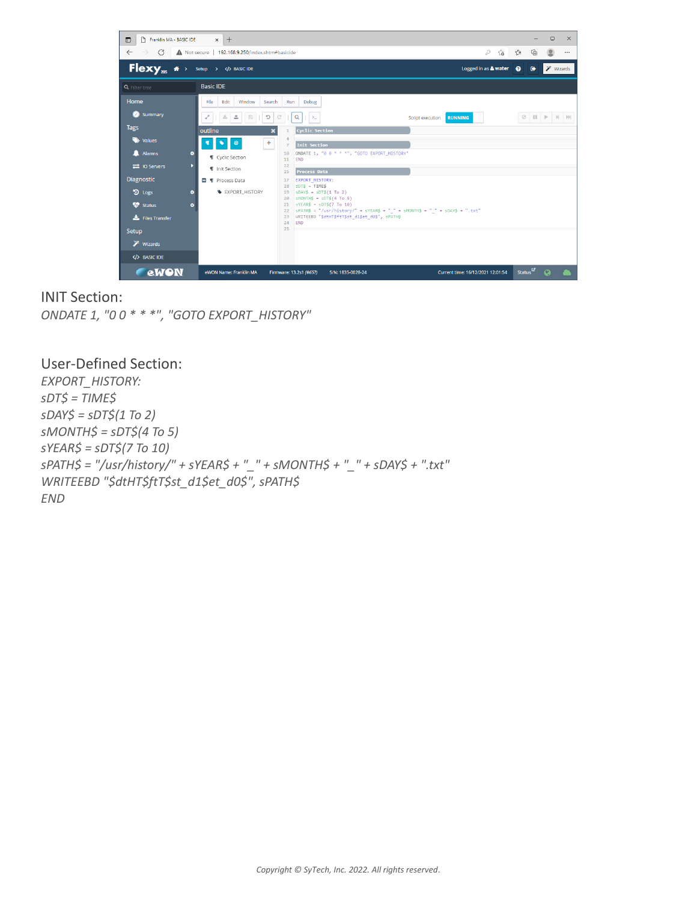## INIT Section:

*ONDATE 1, "0 0 * * *", "GOTO EXPORT_HISTORY"*

## User-Defined Section:

*EXPORT_HISTORY:*
*sDT$ = TIME$*
*sDAY$ = sDT$(1 To 2)*
*sMONTH$ = sDT$(4 To 5)*
*sYEAR$ = sDT$(7 To 10)*
*sPATH$ = "/usr/history/" + sYEAR$ + "_" + sMONTH$ + "_" + sDAY$ + ".txt"*
*WRITEEBD "$dtHT$ftT$st_d1$et_d0$", sPATH$*
*END*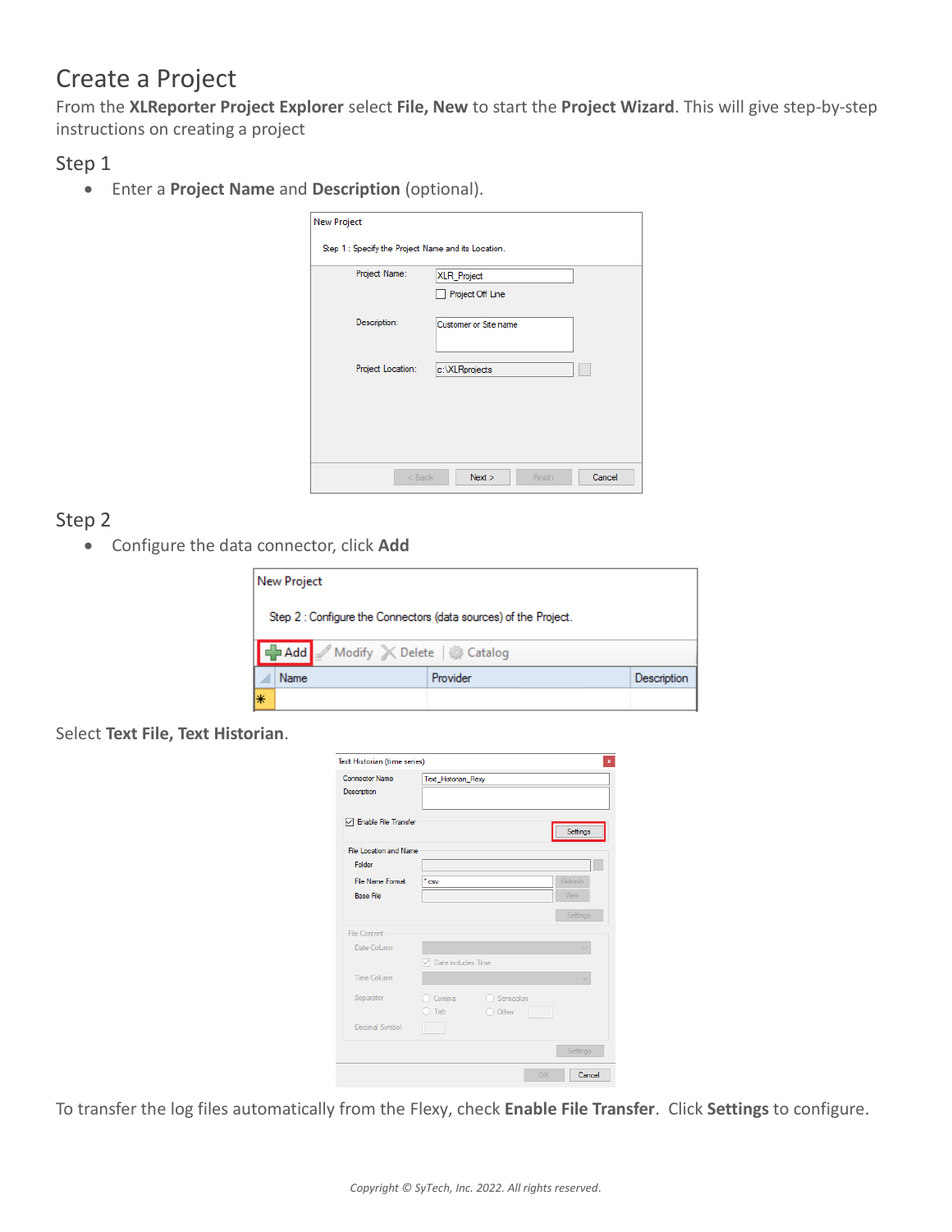# Create a Project

From the **XLReporter Project Explorer** select **File, New** to start the **Project Wizard**. This will give step-by-step instructions on creating a project

## Step 1

- Enter a **Project Name** and **Description** (optional).

## Step 2

- Configure the data connector, click **Add**

Select **Text File, Text Historian**.

To transfer the log files automatically from the Flexy, check **Enable File Transfer**. Click **Settings** to configure.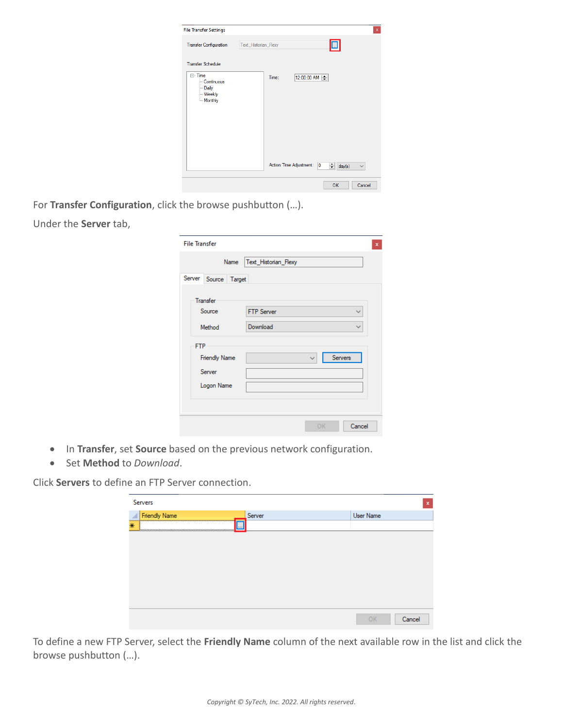For **Transfer Configuration**, click the browse pushbutton (…).

Under the **Server** tab,

- In **Transfer**, set **Source** based on the previous network configuration.
- Set **Method** to *Download*.

Click **Servers** to define an FTP Server connection.

To define a new FTP Server, select the **Friendly Name** column of the next available row in the list and click the browse pushbutton (…).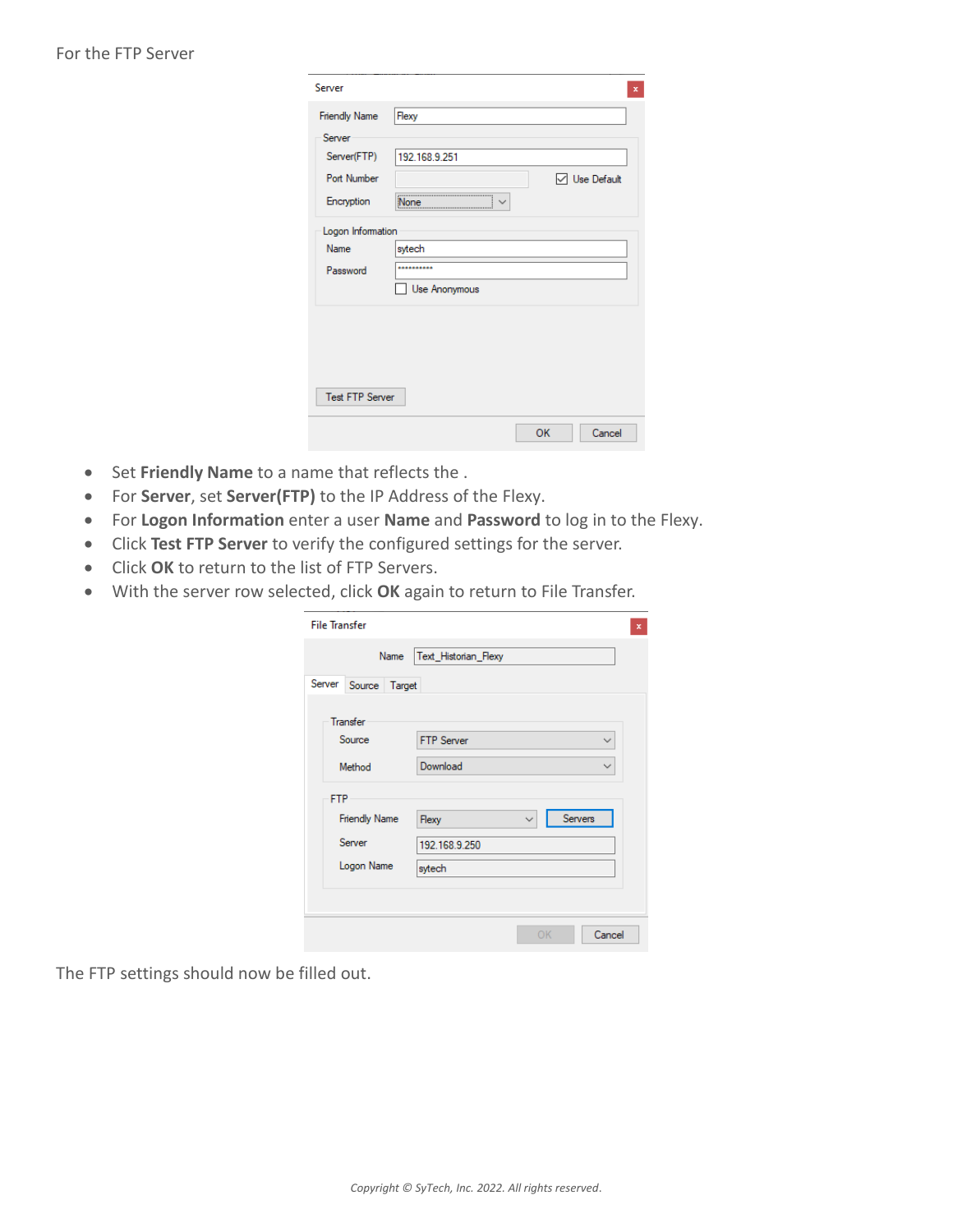For the FTP Server

- Set **Friendly Name** to a name that reflects the .
- For **Server**, set **Server(FTP)** to the IP Address of the Flexy.
- For **Logon Information** enter a user **Name** and **Password** to log in to the Flexy.
- Click **Test FTP Server** to verify the configured settings for the server.
- Click **OK** to return to the list of FTP Servers.
- With the server row selected, click **OK** again to return to File Transfer.

The FTP settings should now be filled out.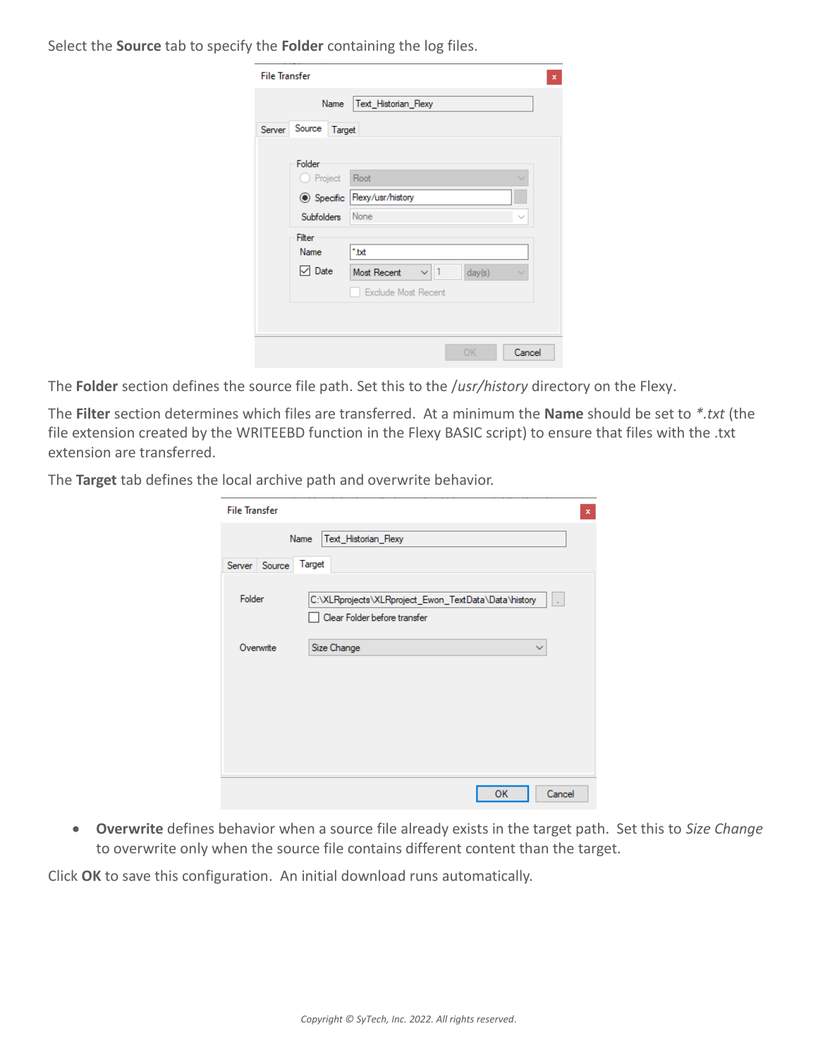Select the **Source** tab to specify the **Folder** containing the log files.

The **Folder** section defines the source file path. Set this to the */usr/history* directory on the Flexy.

The **Filter** section determines which files are transferred. At a minimum the **Name** should be set to *\*.txt* (the file extension created by the WRITEEBD function in the Flexy BASIC script) to ensure that files with the .txt extension are transferred.

The **Target** tab defines the local archive path and overwrite behavior.

- **Overwrite** defines behavior when a source file already exists in the target path. Set this to *Size Change* to overwrite only when the source file contains different content than the target.

Click **OK** to save this configuration. An initial download runs automatically.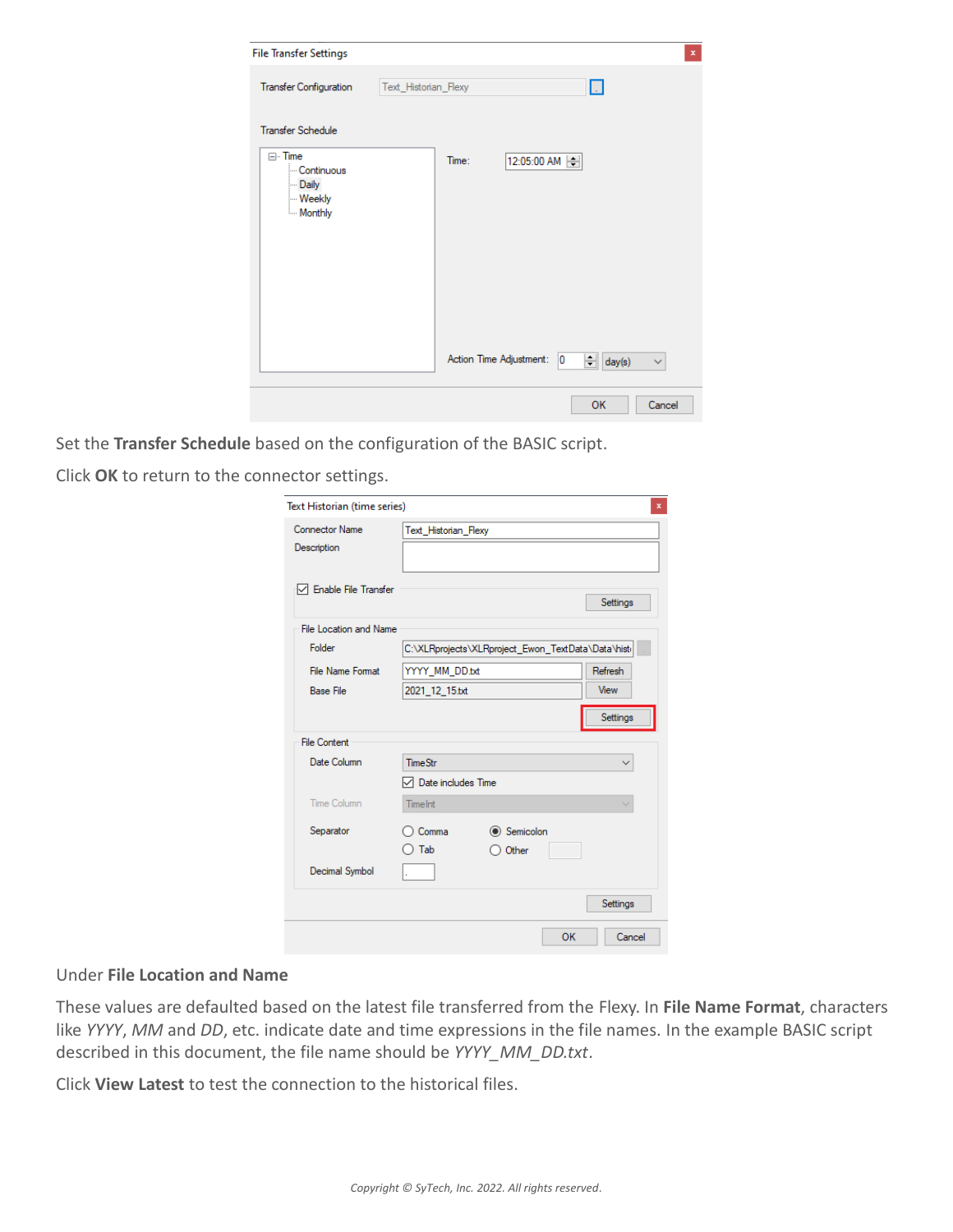Set the **Transfer Schedule** based on the configuration of the BASIC script.

Click **OK** to return to the connector settings.

Under **File Location and Name**

These values are defaulted based on the latest file transferred from the Flexy. In **File Name Format**, characters like *YYYY*, *MM* and *DD*, etc. indicate date and time expressions in the file names. In the example BASIC script described in this document, the file name should be *YYYY_MM_DD.txt*.

Click **View Latest** to test the connection to the historical files.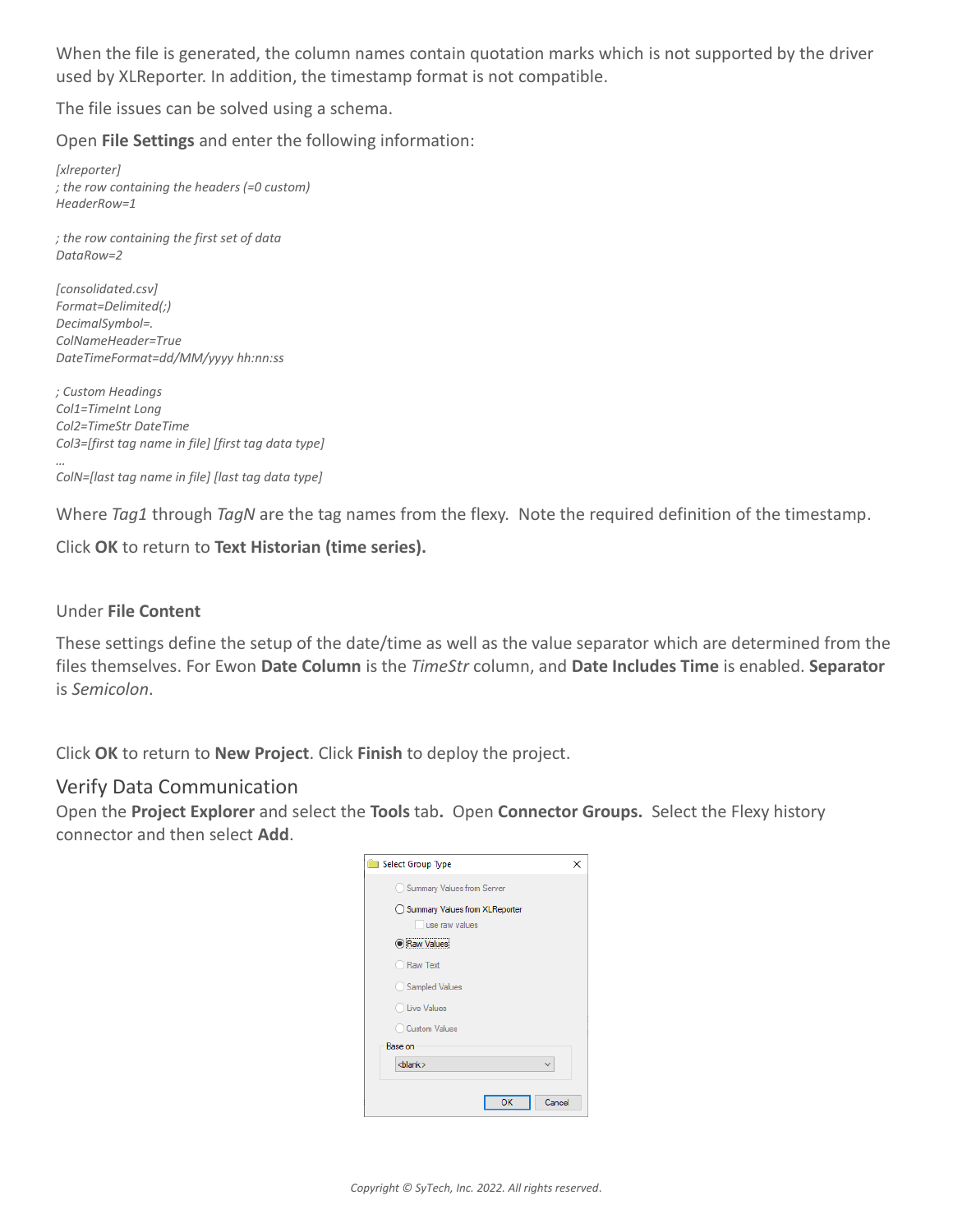When the file is generated, the column names contain quotation marks which is not supported by the driver used by XLReporter. In addition, the timestamp format is not compatible.

The file issues can be solved using a schema.

Open **File Settings** and enter the following information:

```
[xlreporter]
; the row containing the headers (=0 custom)
HeaderRow=1

; the row containing the first set of data
DataRow=2

[consolidated.csv]
Format=Delimited(;)
DecimalSymbol=.
ColNameHeader=True
DateTimeFormat=dd/MM/yyyy hh:nn:ss

; Custom Headings
Col1=TimeInt Long
Col2=TimeStr DateTime
Col3=[first tag name in file] [first tag data type]
…
ColN=[last tag name in file] [last tag data type]
```

Where *Tag1* through *TagN* are the tag names from the flexy. Note the required definition of the timestamp.

Click **OK** to return to **Text Historian (time series).**

Under **File Content**

These settings define the setup of the date/time as well as the value separator which are determined from the files themselves. For Ewon **Date Column** is the *TimeStr* column, and **Date Includes Time** is enabled. **Separator** is *Semicolon*.

Click **OK** to return to **New Project**. Click **Finish** to deploy the project.

## Verify Data Communication

Open the **Project Explorer** and select the **Tools** tab**.** Open **Connector Groups.** Select the Flexy history connector and then select **Add**.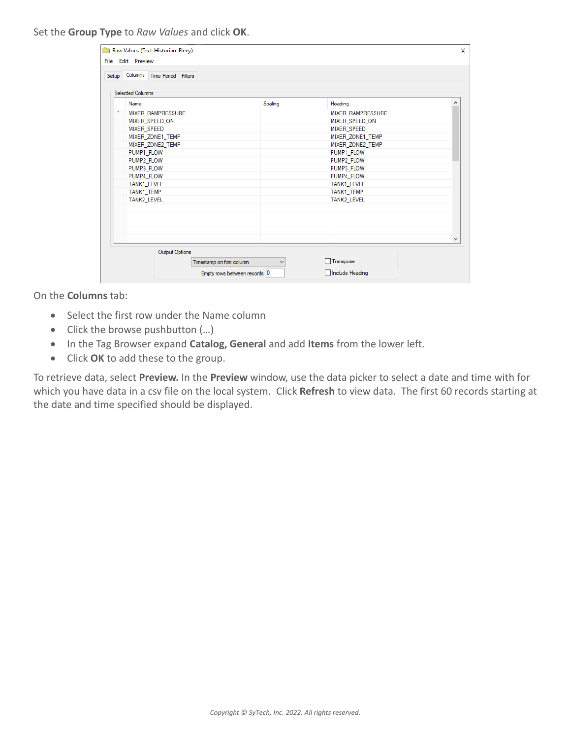Set the **Group Type** to *Raw Values* and click **OK**.

On the **Columns** tab:

- Select the first row under the Name column
- Click the browse pushbutton (…)
- In the Tag Browser expand **Catalog, General** and add **Items** from the lower left.
- Click **OK** to add these to the group.

To retrieve data, select **Preview.** In the **Preview** window, use the data picker to select a date and time with for which you have data in a csv file on the local system. Click **Refresh** to view data. The first 60 records starting at the date and time specified should be displayed.